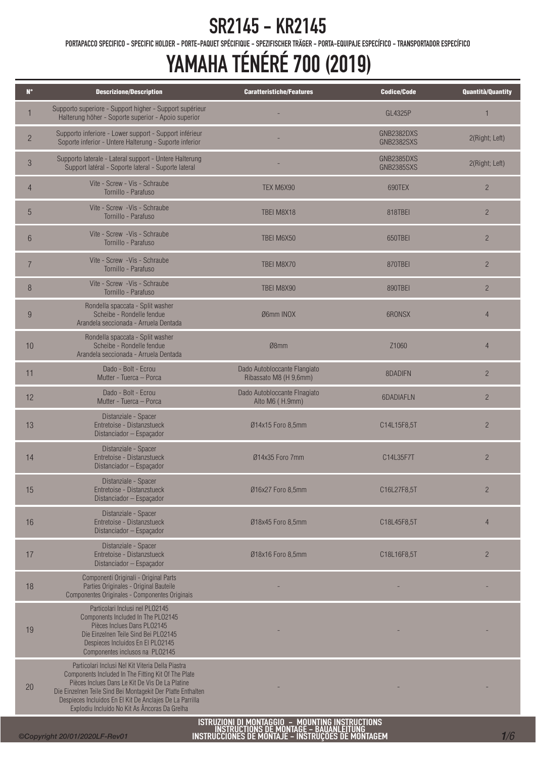# SR2145 - KR2145

PORTAPACCO SPECIFICO - SPECIFIC HOLDER - PORTE-PAQUET SPÉCIFIQUE - SPEZIFISCHER TRÄGER - PORTA-EQUIPAJE ESPECÍFICO - TRANSPORTADOR ESPECÍFICO

# YAMAHA TÉNÉRÉ 700 (2019)

| N° | Descrizione/Description | Caratteristiche/Features | Codice/Code | Quantità/Quantity |
|---|---|---|---|---|
| 1 | Supporto superiore - Support higher - Support supérieur Halterung höher - Soporte superior - Apoio superior | - | GL4325P | 1 |
| 2 | Supporto inferiore - Lower support - Support inférieur Soporte inferior - Untere Halterung - Suporte inferior | - | GNB2382DXS GNB2382SXS | 2(Right; Left) |
| 3 | Supporto laterale - Lateral support - Untere Halterung Support latéral - Soporte lateral - Suporte lateral | - | GNB2385DXS GNB2385SXS | 2(Right; Left) |
| 4 | Vite - Screw - Vis - Schraube Tornillo - Parafuso | TEX M6X90 | 690TEX | 2 |
| 5 | Vite - Screw -Vis - Schraube Tornillo - Parafuso | TBEI M8X18 | 818TBEI | 2 |
| 6 | Vite - Screw -Vis - Schraube Tornillo - Parafuso | TBEI M6X50 | 650TBEI | 2 |
| 7 | Vite - Screw -Vis - Schraube Tornillo - Parafuso | TBEI M8X70 | 870TBEI | 2 |
| 8 | Vite - Screw -Vis - Schraube Tornillo - Parafuso | TBEI M8X90 | 890TBEI | 2 |
| 9 | Rondella spaccata - Split washer Scheibe - Rondelle fendue Arandela seccionada - Arruela Dentada | Ø6mm INOX | 6RONSX | 4 |
| 10 | Rondella spaccata - Split washer Scheibe - Rondelle fendue Arandela seccionada - Arruela Dentada | Ø8mm | Z1060 | 4 |
| 11 | Dado - Bolt - Ecrou Mutter - Tuerca – Porca | Dado Autobloccante Flangiato Ribassato M8 (H 9,6mm) | 8DADIFN | 2 |
| 12 | Dado - Bolt - Ecrou Mutter - Tuerca – Porca | Dado Autobloccante Flnagiato Alto M6 ( H.9mm) | 6DADIAFLN | 2 |
| 13 | Distanziale - Spacer Entretoise - Distanzstueck Distanciador – Espaçador | Ø14x15 Foro 8,5mm | C14L15F8,5T | 2 |
| 14 | Distanziale - Spacer Entretoise - Distanzstueck Distanciador – Espaçador | Ø14x35 Foro 7mm | C14L35F7T | 2 |
| 15 | Distanziale - Spacer Entretoise - Distanzstueck Distanciador – Espaçador | Ø16x27 Foro 8,5mm | C16L27F8,5T | 2 |
| 16 | Distanziale - Spacer Entretoise - Distanzstueck Distanciador – Espaçador | Ø18x45 Foro 8,5mm | C18L45F8,5T | 4 |
| 17 | Distanziale - Spacer Entretoise - Distanzstueck Distanciador – Espaçador | Ø18x16 Foro 8,5mm | C18L16F8,5T | 2 |
| 18 | Componenti Originali - Original Parts Parties Originales - Original Bauteile Componentes Originales - Componentes Originais | - | - | - |
| 19 | Particolari Inclusi nel PLO2145 Components Included In The PLO2145 Pièces Inclues Dans PLO2145 Die Einzelnen Teile Sind Bei PLO2145 Despieces Incluidos En El PLO2145 Componentes inclusos na PLO2145 | - | - | - |
| 20 | Particolari Inclusi Nel Kit Viteria Della Piastra Components Included In The Fitting Kit Of The Plate Pièces Inclues Dans Le Kit De Vis De La Platine Die Einzelnen Teile Sind Bei Montagekit Der Platte Enthalten Despieces Incluidos En El Kit De Anclajes De La Parrilla Explodiu Incluído No Kit As Âncoras Da Grelha | - | - | - |

ISTRUZIONI DI MONTAGGIO – MOUNTING INSTRUCTIONS
INSTRUCTIONS DE MONTAGE – BAUANLEITUNG
INSTRUCCIONES DE MONTAJE – INSTRUÇOES DE MONTAGEM

©Copyright 20/01/2020LF-Rev01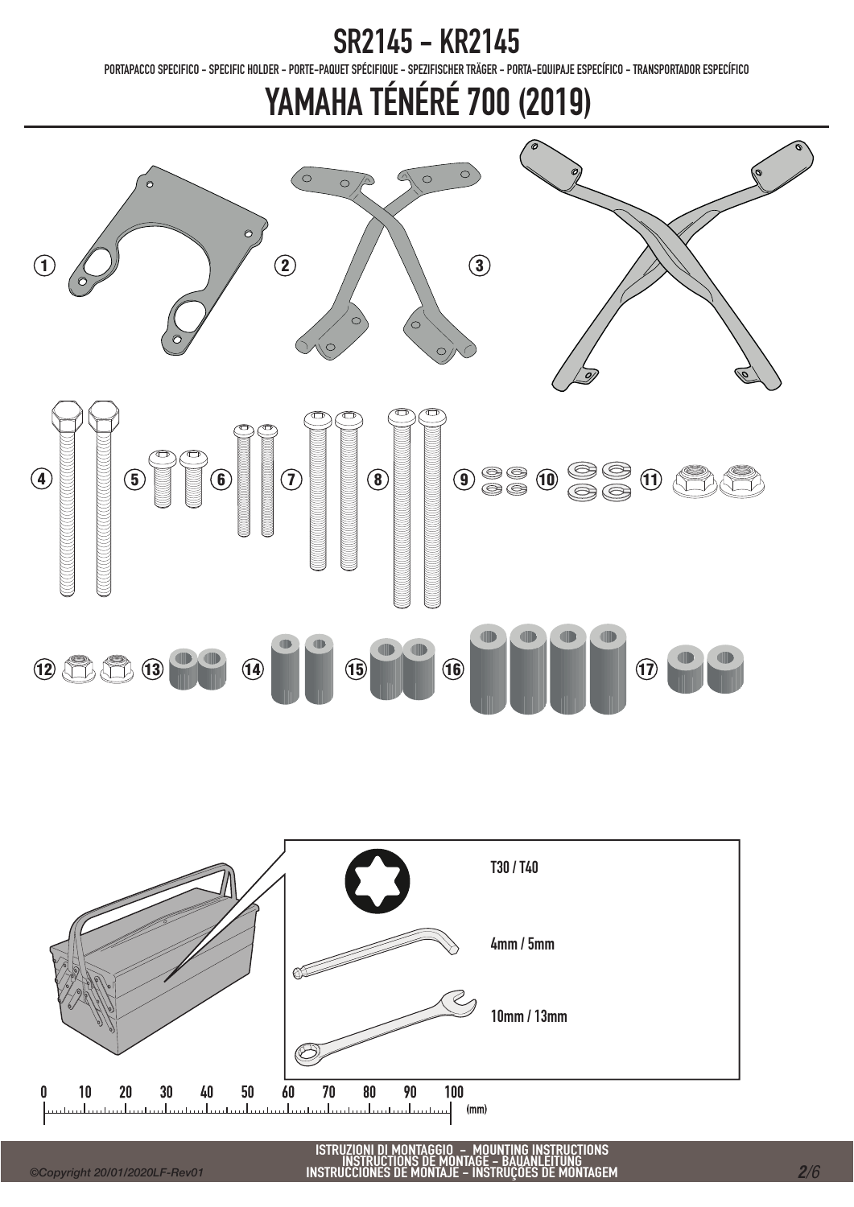# SR2145 - KR2145

PORTAPACCO SPECIFICO - SPECIFIC HOLDER - PORTE-PAQUET SPÉCIFIQUE - SPEZIFISCHER TRÄGER - PORTA-EQUIPAJE ESPECÍFICO - TRANSPORTADOR ESPECÍFICO

# YAMAHA TÉNÉRÉ 700 (2019)

1 2 3

4 5 6 7 8 9 10 11

12 13 14 15 16 17

T30 / T40

4mm / 5mm

10mm / 13mm

0 10 20 30 40 50 60 70 80 90 100 (mm)

ISTRUZIONI DI MONTAGGIO - MOUNTING INSTRUCTIONS
INSTRUCTIONS DE MONTAGE - BAUANLEITUNG
INSTRUCCIONES DE MONTAJE - INSTRUÇOES DE MONTAGEM

*©Copyright 20/01/2020LF-Rev01*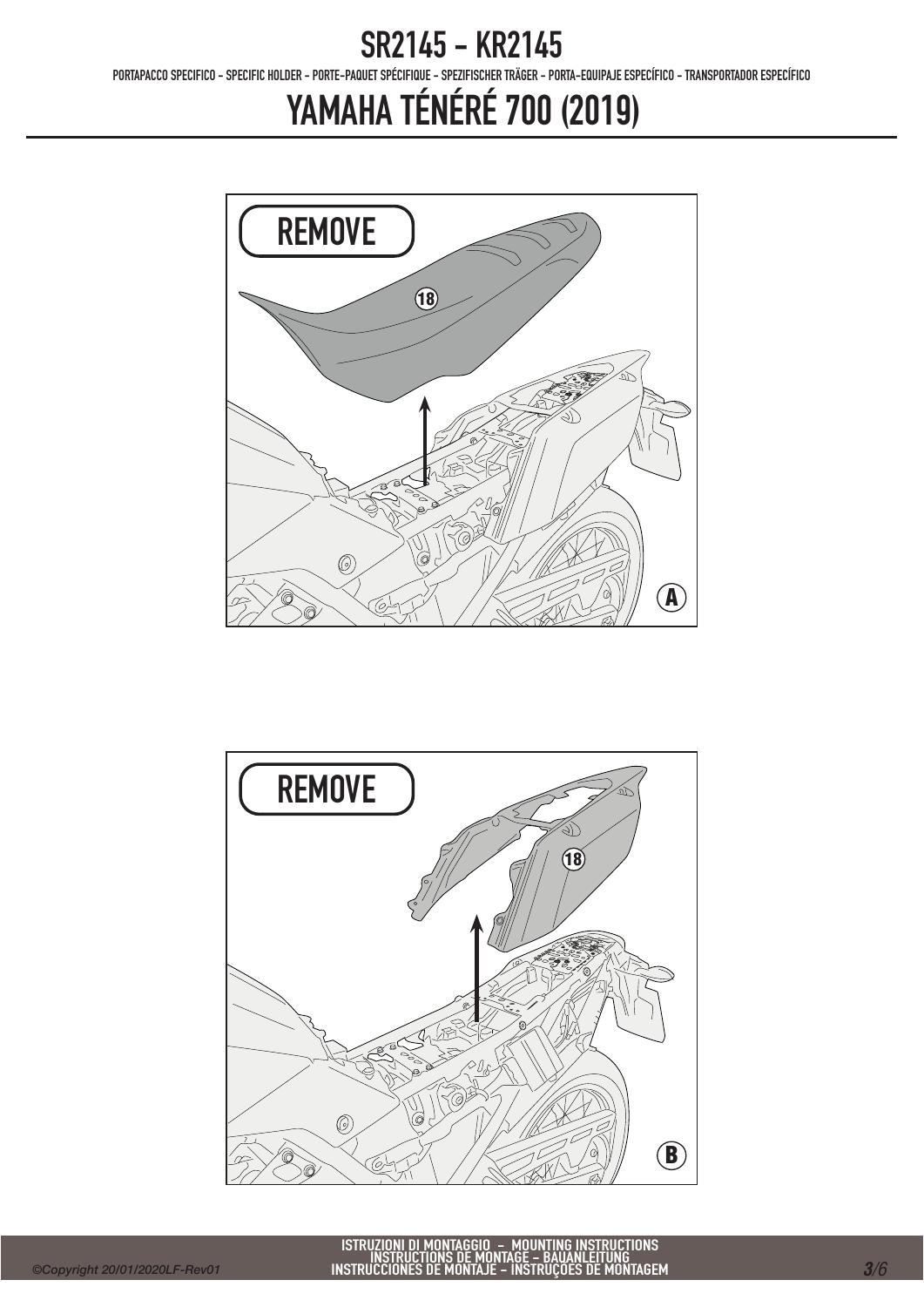# SR2145 - KR2145

PORTAPACCO SPECIFICO - SPECIFIC HOLDER - PORTE-PAQUET SPÉCIFIQUE - SPEZIFISCHER TRÄGER - PORTA-EQUIPAJE ESPECÍFICO - TRANSPORTADOR ESPECÍFICO

# YAMAHA TÉNÉRÉ 700 (2019)

REMOVE

18

A

REMOVE

18

B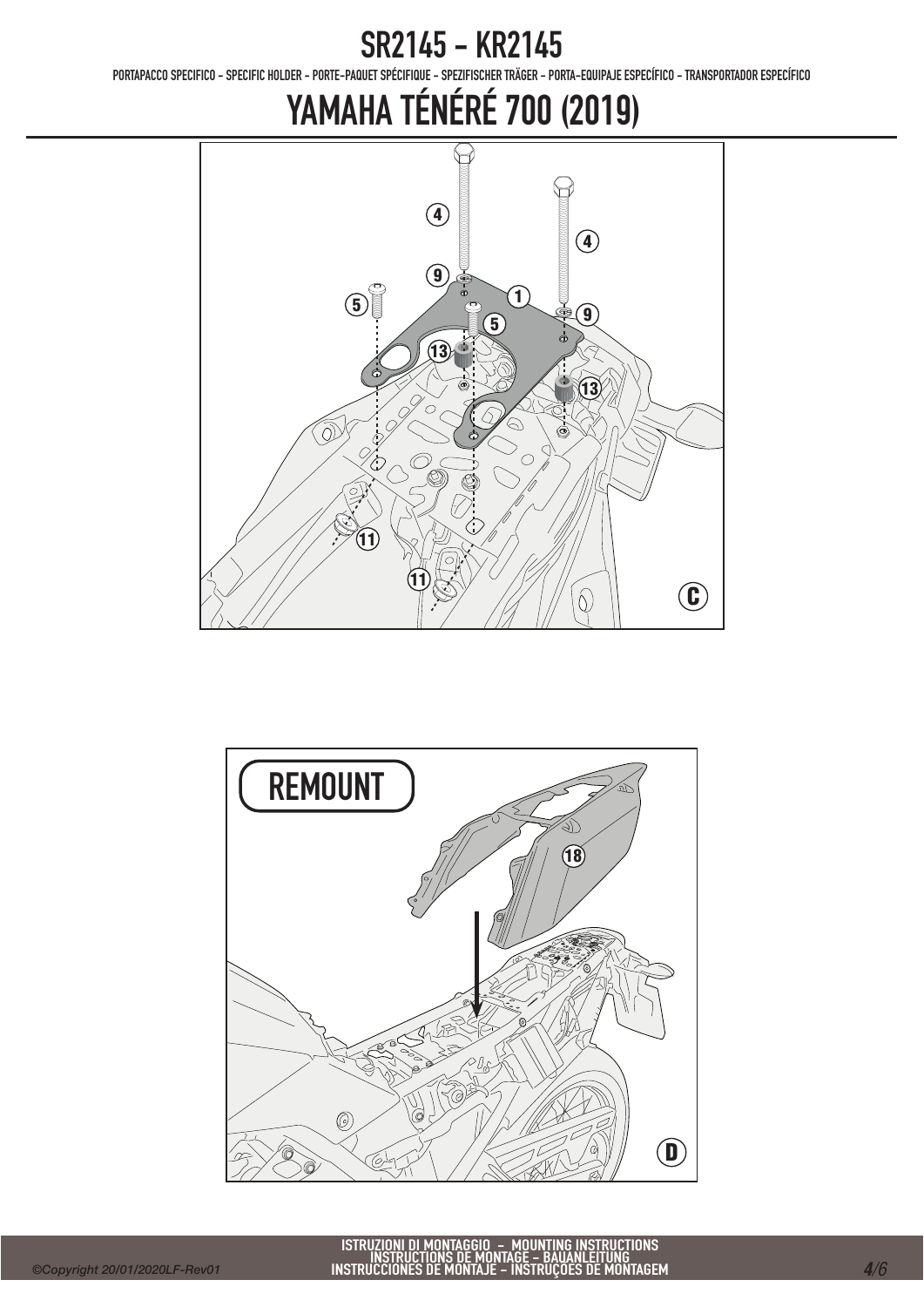# SR2145 - KR2145

PORTAPACCO SPECIFICO - SPECIFIC HOLDER - PORTE-PAQUET SPÉCIFIQUE - SPEZIFISCHER TRÄGER - PORTA-EQUIPAJE ESPECÍFICO - TRANSPORTADOR ESPECÍFICO

# YAMAHA TÉNÉRÉ 700 (2019)

4 4 9 1 5 9 5 13 13 11 11 C

REMOUNT

18 D

ISTRUZIONI DI MONTAGGIO – MOUNTING INSTRUCTIONS
INSTRUCTIONS DE MONTAGE – BAUANLEITUNG
INSTRUCCIONES DE MONTAJE – INSTRUÇÕES DE MONTAGEM

©Copyright 20/01/2020LF-Rev01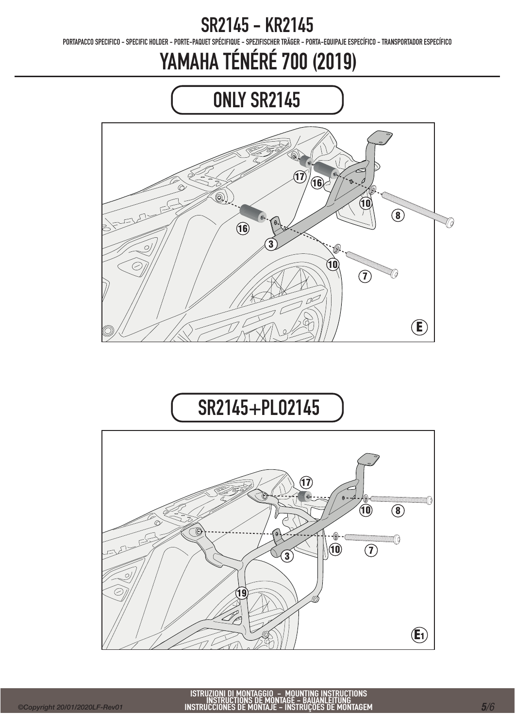# SR2145 - KR2145

PORTAPACCO SPECIFICO - SPECIFIC HOLDER - PORTE-PAQUET SPÉCIFIQUE - SPEZIFISCHER TRÄGER - PORTA-EQUIPAJE ESPECÍFICO - TRANSPORTADOR ESPECÍFICO

# YAMAHA TÉNÉRÉ 700 (2019)

## ONLY SR2145

17 16 10 8 16 3 10 7

E

## SR2145+PL02145

17 10 8 10 7 3 19

E1

ISTRUZIONI DI MONTAGGIO - MOUNTING INSTRUCTIONS
INSTRUCTIONS DE MONTAGE - BAUANLEITUNG
INSTRUCCIONES DE MONTAJE - INSTRUÇÕES DE MONTAGEM

©Copyright 20/01/2020LF-Rev01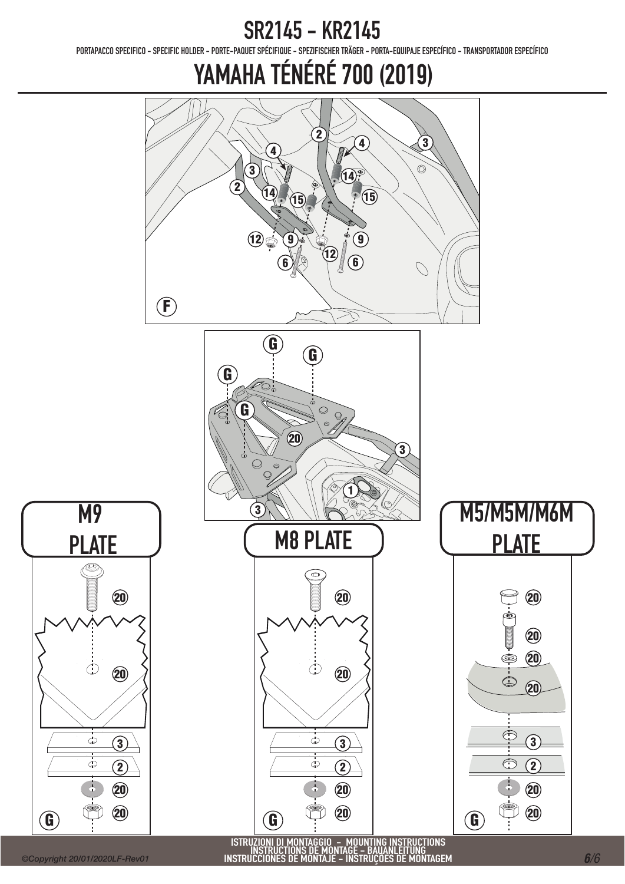# SR2145 - KR2145

PORTAPACCO SPECIFICO - SPECIFIC HOLDER - PORTE-PAQUET SPÉCIFIQUE - SPEZIFISCHER TRÄGER - PORTA-EQUIPAJE ESPECÍFICO - TRANSPORTADOR ESPECÍFICO

# YAMAHA TÉNÉRÉ 700 (2019)

F

2 4 3 14 15 12 9 6

G

20 3 1

## M9 PLATE

20 20 3 2 20 20 G

## M8 PLATE

20 20 3 2 20 20 G

## M5/M5M/M6M PLATE

20 20 20 20 3 2 20 20 G

ISTRUZIONI DI MONTAGGIO – MOUNTING INSTRUCTIONS
INSTRUCTIONS DE MONTAGE – BAUANLEITUNG
INSTRUCCIONES DE MONTAJE – INSTRUÇÕES DE MONTAGEM

©Copyright 20/01/2020LF-Rev01